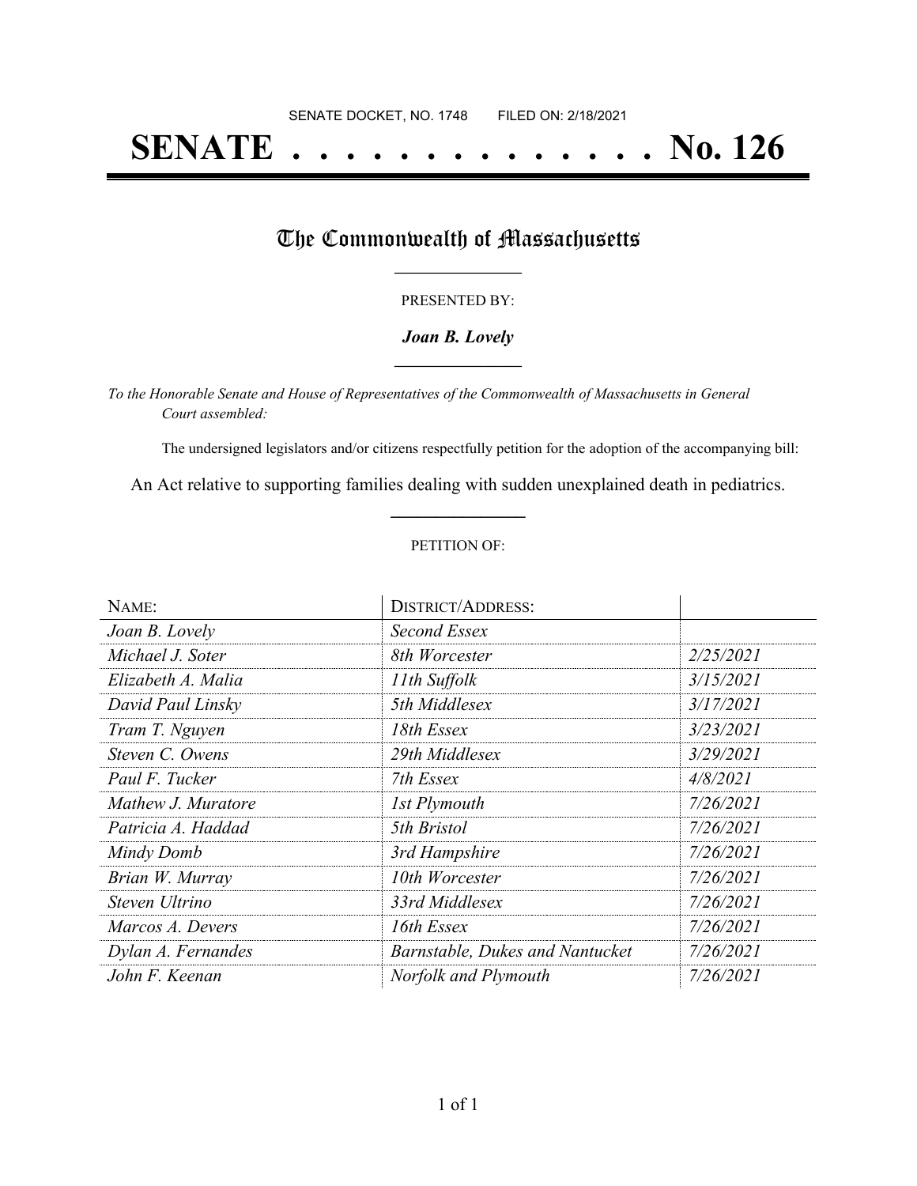SENATE DOCKET, NO. 1748        FILED ON: 2/18/2021

# SENATE . . . . . . . . . . . . . . . No. 126

## The Commonwealth of Massachusetts

PRESENTED BY:

***Joan B. Lovely***

*To the Honorable Senate and House of Representatives of the Commonwealth of Massachusetts in General Court assembled:*

The undersigned legislators and/or citizens respectfully petition for the adoption of the accompanying bill:

An Act relative to supporting families dealing with sudden unexplained death in pediatrics.

PETITION OF:

| NAME: | DISTRICT/ADDRESS: | |
|---|---|---|
| *Joan B. Lovely* | *Second Essex* | |
| *Michael J. Soter* | *8th Worcester* | *2/25/2021* |
| *Elizabeth A. Malia* | *11th Suffolk* | *3/15/2021* |
| *David Paul Linsky* | *5th Middlesex* | *3/17/2021* |
| *Tram T. Nguyen* | *18th Essex* | *3/23/2021* |
| *Steven C. Owens* | *29th Middlesex* | *3/29/2021* |
| *Paul F. Tucker* | *7th Essex* | *4/8/2021* |
| *Mathew J. Muratore* | *1st Plymouth* | *7/26/2021* |
| *Patricia A. Haddad* | *5th Bristol* | *7/26/2021* |
| *Mindy Domb* | *3rd Hampshire* | *7/26/2021* |
| *Brian W. Murray* | *10th Worcester* | *7/26/2021* |
| *Steven Ultrino* | *33rd Middlesex* | *7/26/2021* |
| *Marcos A. Devers* | *16th Essex* | *7/26/2021* |
| *Dylan A. Fernandes* | *Barnstable, Dukes and Nantucket* | *7/26/2021* |
| *John F. Keenan* | *Norfolk and Plymouth* | *7/26/2021* |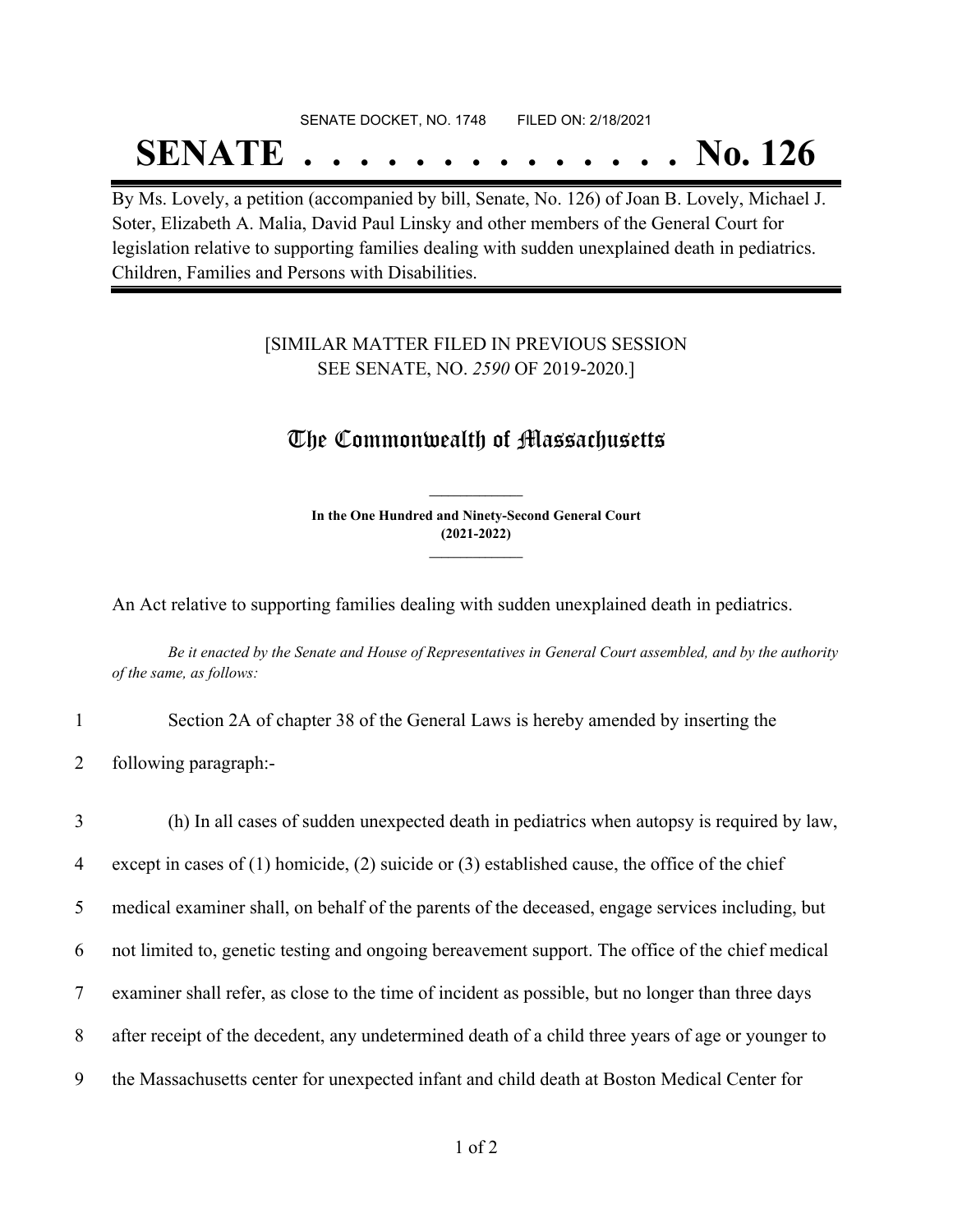SENATE DOCKET, NO. 1748 FILED ON: 2/18/2021

# SENATE . . . . . . . . . . . . . . No. 126

By Ms. Lovely, a petition (accompanied by bill, Senate, No. 126) of Joan B. Lovely, Michael J. Soter, Elizabeth A. Malia, David Paul Linsky and other members of the General Court for legislation relative to supporting families dealing with sudden unexplained death in pediatrics. Children, Families and Persons with Disabilities.

[SIMILAR MATTER FILED IN PREVIOUS SESSION SEE SENATE, NO. *2590* OF 2019-2020.]

## The Commonwealth of Massachusetts

**In the One Hundred and Ninety-Second General Court (2021-2022)**

An Act relative to supporting families dealing with sudden unexplained death in pediatrics.

*Be it enacted by the Senate and House of Representatives in General Court assembled, and by the authority of the same, as follows:*

1 Section 2A of chapter 38 of the General Laws is hereby amended by inserting the
2 following paragraph:-

3 (h) In all cases of sudden unexpected death in pediatrics when autopsy is required by law,
4 except in cases of (1) homicide, (2) suicide or (3) established cause, the office of the chief
5 medical examiner shall, on behalf of the parents of the deceased, engage services including, but
6 not limited to, genetic testing and ongoing bereavement support. The office of the chief medical
7 examiner shall refer, as close to the time of incident as possible, but no longer than three days
8 after receipt of the decedent, any undetermined death of a child three years of age or younger to
9 the Massachusetts center for unexpected infant and child death at Boston Medical Center for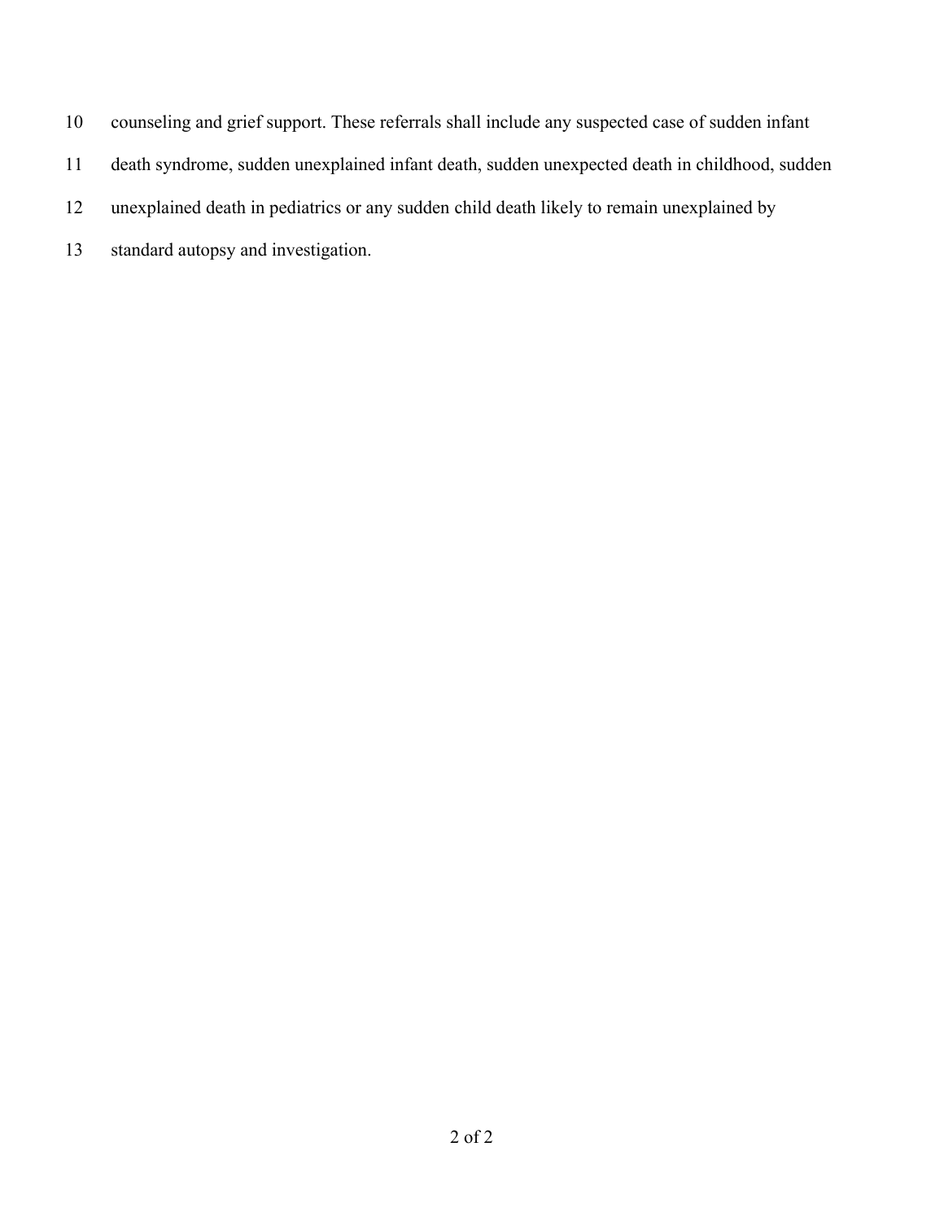counseling and grief support. These referrals shall include any suspected case of sudden infant death syndrome, sudden unexplained infant death, sudden unexpected death in childhood, sudden unexplained death in pediatrics or any sudden child death likely to remain unexplained by standard autopsy and investigation.